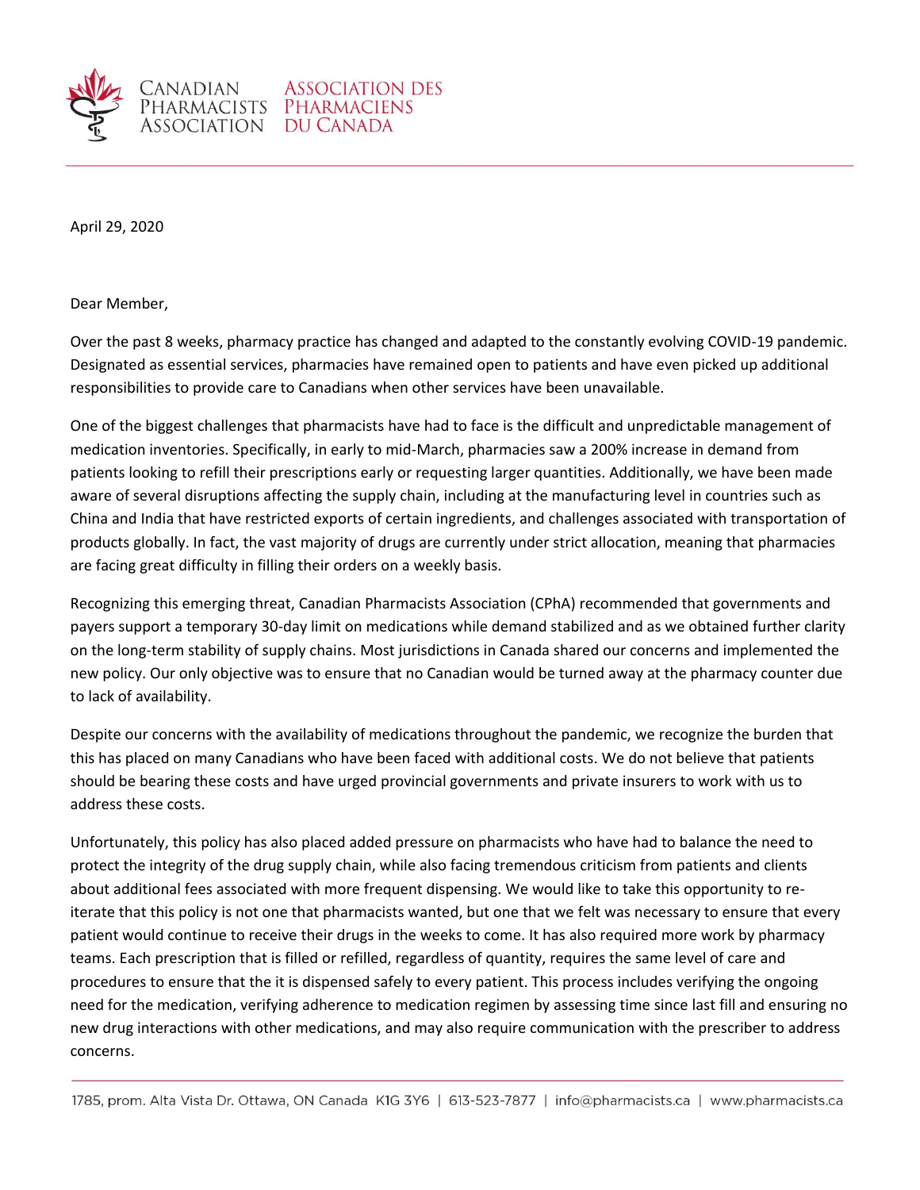CANADIAN PHARMACISTS ASSOCIATION | ASSOCIATION DES PHARMACIENS DU CANADA

April 29, 2020

Dear Member,

Over the past 8 weeks, pharmacy practice has changed and adapted to the constantly evolving COVID-19 pandemic. Designated as essential services, pharmacies have remained open to patients and have even picked up additional responsibilities to provide care to Canadians when other services have been unavailable.

One of the biggest challenges that pharmacists have had to face is the difficult and unpredictable management of medication inventories. Specifically, in early to mid-March, pharmacies saw a 200% increase in demand from patients looking to refill their prescriptions early or requesting larger quantities. Additionally, we have been made aware of several disruptions affecting the supply chain, including at the manufacturing level in countries such as China and India that have restricted exports of certain ingredients, and challenges associated with transportation of products globally. In fact, the vast majority of drugs are currently under strict allocation, meaning that pharmacies are facing great difficulty in filling their orders on a weekly basis.

Recognizing this emerging threat, Canadian Pharmacists Association (CPhA) recommended that governments and payers support a temporary 30-day limit on medications while demand stabilized and as we obtained further clarity on the long-term stability of supply chains. Most jurisdictions in Canada shared our concerns and implemented the new policy. Our only objective was to ensure that no Canadian would be turned away at the pharmacy counter due to lack of availability.

Despite our concerns with the availability of medications throughout the pandemic, we recognize the burden that this has placed on many Canadians who have been faced with additional costs. We do not believe that patients should be bearing these costs and have urged provincial governments and private insurers to work with us to address these costs.

Unfortunately, this policy has also placed added pressure on pharmacists who have had to balance the need to protect the integrity of the drug supply chain, while also facing tremendous criticism from patients and clients about additional fees associated with more frequent dispensing. We would like to take this opportunity to re-iterate that this policy is not one that pharmacists wanted, but one that we felt was necessary to ensure that every patient would continue to receive their drugs in the weeks to come. It has also required more work by pharmacy teams. Each prescription that is filled or refilled, regardless of quantity, requires the same level of care and procedures to ensure that the it is dispensed safely to every patient. This process includes verifying the ongoing need for the medication, verifying adherence to medication regimen by assessing time since last fill and ensuring no new drug interactions with other medications, and may also require communication with the prescriber to address concerns.

1785, prom. Alta Vista Dr. Ottawa, ON Canada K1G 3Y6 | 613-523-7877 | info@pharmacists.ca | www.pharmacists.ca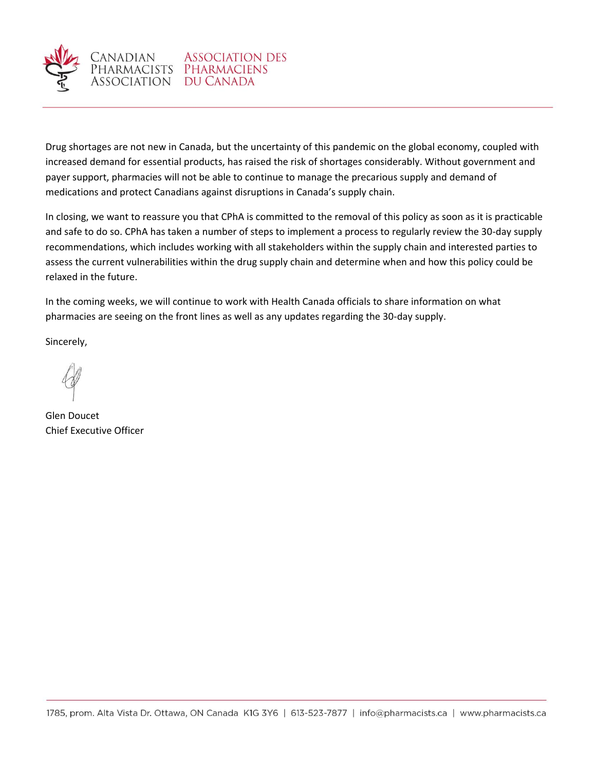Drug shortages are not new in Canada, but the uncertainty of this pandemic on the global economy, coupled with increased demand for essential products, has raised the risk of shortages considerably. Without government and payer support, pharmacies will not be able to continue to manage the precarious supply and demand of medications and protect Canadians against disruptions in Canada's supply chain.

In closing, we want to reassure you that CPhA is committed to the removal of this policy as soon as it is practicable and safe to do so. CPhA has taken a number of steps to implement a process to regularly review the 30-day supply recommendations, which includes working with all stakeholders within the supply chain and interested parties to assess the current vulnerabilities within the drug supply chain and determine when and how this policy could be relaxed in the future.

In the coming weeks, we will continue to work with Health Canada officials to share information on what pharmacies are seeing on the front lines as well as any updates regarding the 30-day supply.

Sincerely,

Glen Doucet
Chief Executive Officer